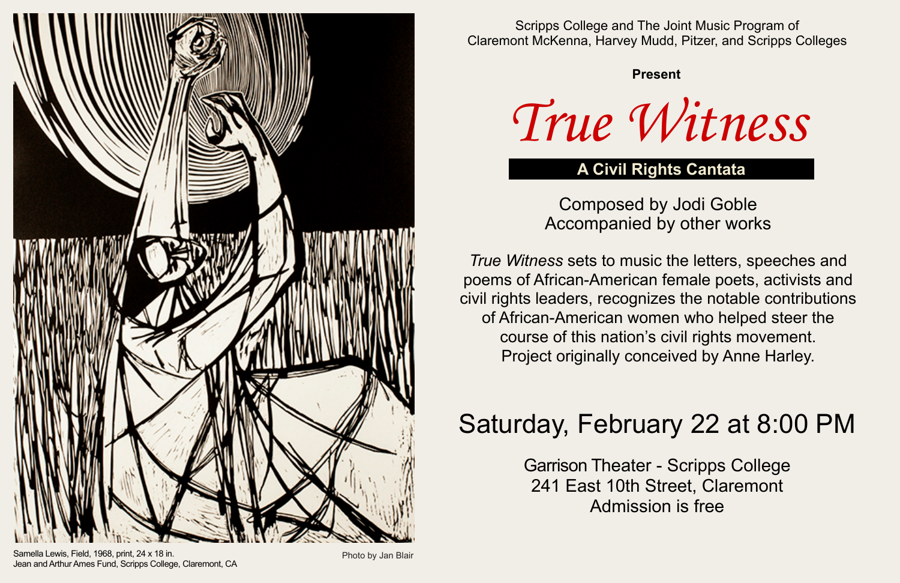Samella Lewis, Field, 1968, print, 24 x 18 in.
Jean and Arthur Ames Fund, Scripps College, Claremont, CA

Photo by Jan Blair

Scripps College and The Joint Music Program of
Claremont McKenna, Harvey Mudd, Pitzer, and Scripps Colleges

**Present**

# *True Witness*

## A Civil Rights Cantata

Composed by Jodi Goble
Accompanied by other works

*True Witness* sets to music the letters, speeches and poems of African-American female poets, activists and civil rights leaders, recognizes the notable contributions of African-American women who helped steer the course of this nation's civil rights movement. Project originally conceived by Anne Harley.

## Saturday, February 22 at 8:00 PM

Garrison Theater - Scripps College
241 East 10th Street, Claremont
Admission is free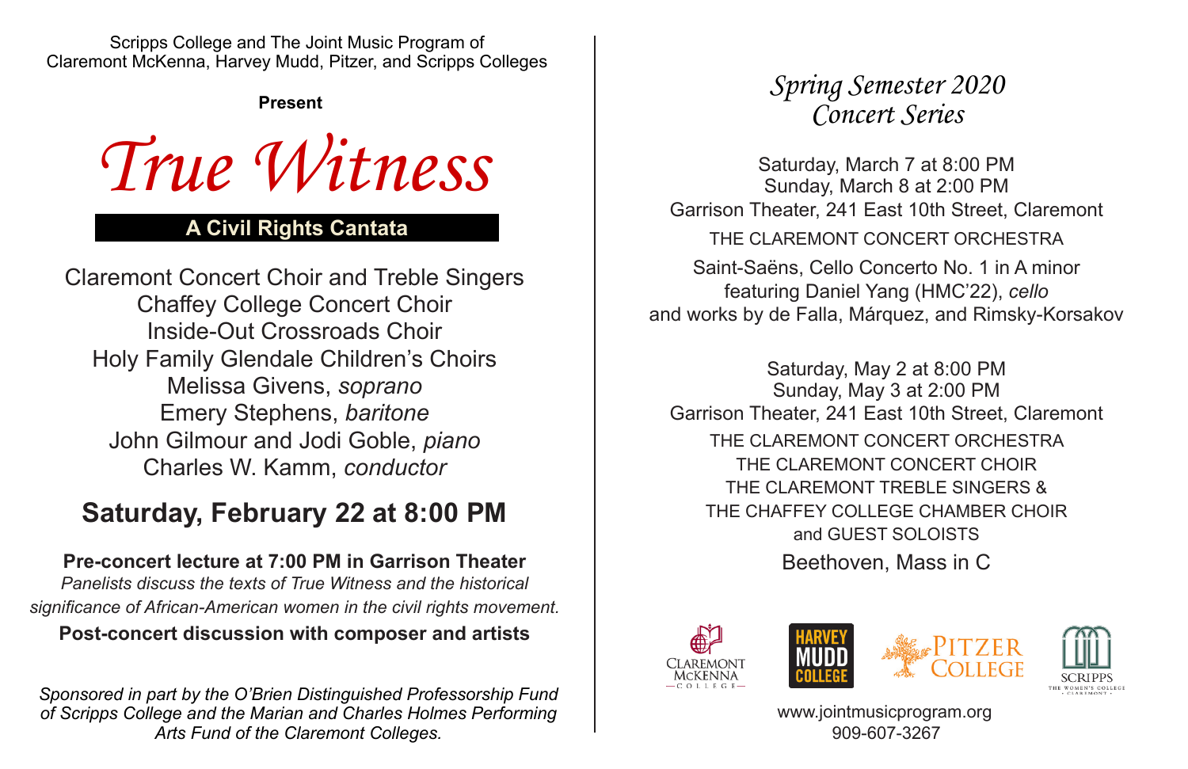Scripps College and The Joint Music Program of
Claremont McKenna, Harvey Mudd, Pitzer, and Scripps Colleges

**Present**

# *True Witness*

**A Civil Rights Cantata**

Claremont Concert Choir and Treble Singers
Chaffey College Concert Choir
Inside-Out Crossroads Choir
Holy Family Glendale Children's Choirs
Melissa Givens, *soprano*
Emery Stephens, *baritone*
John Gilmour and Jodi Goble, *piano*
Charles W. Kamm, *conductor*

## Saturday, February 22 at 8:00 PM

**Pre-concert lecture at 7:00 PM in Garrison Theater**
*Panelists discuss the texts of True Witness and the historical significance of African-American women in the civil rights movement.*

**Post-concert discussion with composer and artists**

*Sponsored in part by the O'Brien Distinguished Professorship Fund of Scripps College and the Marian and Charles Holmes Performing Arts Fund of the Claremont Colleges.*

## *Spring Semester 2020 Concert Series*

Saturday, March 7 at 8:00 PM
Sunday, March 8 at 2:00 PM
Garrison Theater, 241 East 10th Street, Claremont

THE CLAREMONT CONCERT ORCHESTRA

Saint-Saëns, Cello Concerto No. 1 in A minor
featuring Daniel Yang (HMC'22), *cello*
and works by de Falla, Márquez, and Rimsky-Korsakov

Saturday, May 2 at 8:00 PM
Sunday, May 3 at 2:00 PM
Garrison Theater, 241 East 10th Street, Claremont

THE CLAREMONT CONCERT ORCHESTRA
THE CLAREMONT CONCERT CHOIR
THE CLAREMONT TREBLE SINGERS &
THE CHAFFEY COLLEGE CHAMBER CHOIR
and GUEST SOLOISTS

Beethoven, Mass in C

Claremont McKenna College | Harvey Mudd College | Pitzer College | Scripps The Women's College Claremont

www.jointmusicprogram.org
909-607-3267